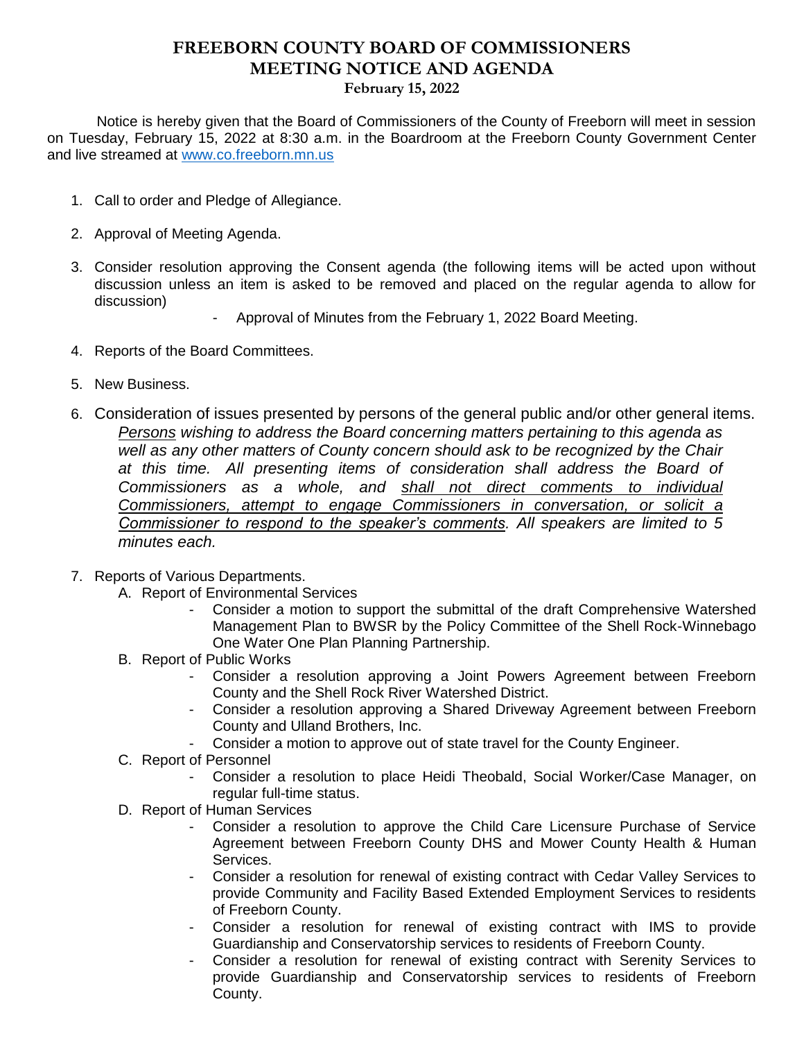# FREEBORN COUNTY BOARD OF COMMISSIONERS
# MEETING NOTICE AND AGENDA
**February 15, 2022**

Notice is hereby given that the Board of Commissioners of the County of Freeborn will meet in session on Tuesday, February 15, 2022 at 8:30 a.m. in the Boardroom at the Freeborn County Government Center and live streamed at www.co.freeborn.mn.us

1. Call to order and Pledge of Allegiance.
2. Approval of Meeting Agenda.
3. Consider resolution approving the Consent agenda (the following items will be acted upon without discussion unless an item is asked to be removed and placed on the regular agenda to allow for discussion)
   - Approval of Minutes from the February 1, 2022 Board Meeting.
4. Reports of the Board Committees.
5. New Business.
6. Consideration of issues presented by persons of the general public and/or other general items.
   *Persons wishing to address the Board concerning matters pertaining to this agenda as well as any other matters of County concern should ask to be recognized by the Chair at this time. All presenting items of consideration shall address the Board of Commissioners as a whole, and shall not direct comments to individual Commissioners, attempt to engage Commissioners in conversation, or solicit a Commissioner to respond to the speaker's comments. All speakers are limited to 5 minutes each.*
7. Reports of Various Departments.
   A. Report of Environmental Services
      - Consider a motion to support the submittal of the draft Comprehensive Watershed Management Plan to BWSR by the Policy Committee of the Shell Rock-Winnebago One Water One Plan Planning Partnership.

   B. Report of Public Works
      - Consider a resolution approving a Joint Powers Agreement between Freeborn County and the Shell Rock River Watershed District.
      - Consider a resolution approving a Shared Driveway Agreement between Freeborn County and Ulland Brothers, Inc.
      - Consider a motion to approve out of state travel for the County Engineer.

   C. Report of Personnel
      - Consider a resolution to place Heidi Theobald, Social Worker/Case Manager, on regular full-time status.

   D. Report of Human Services
      - Consider a resolution to approve the Child Care Licensure Purchase of Service Agreement between Freeborn County DHS and Mower County Health & Human Services.
      - Consider a resolution for renewal of existing contract with Cedar Valley Services to provide Community and Facility Based Extended Employment Services to residents of Freeborn County.
      - Consider a resolution for renewal of existing contract with IMS to provide Guardianship and Conservatorship services to residents of Freeborn County.
      - Consider a resolution for renewal of existing contract with Serenity Services to provide Guardianship and Conservatorship services to residents of Freeborn County.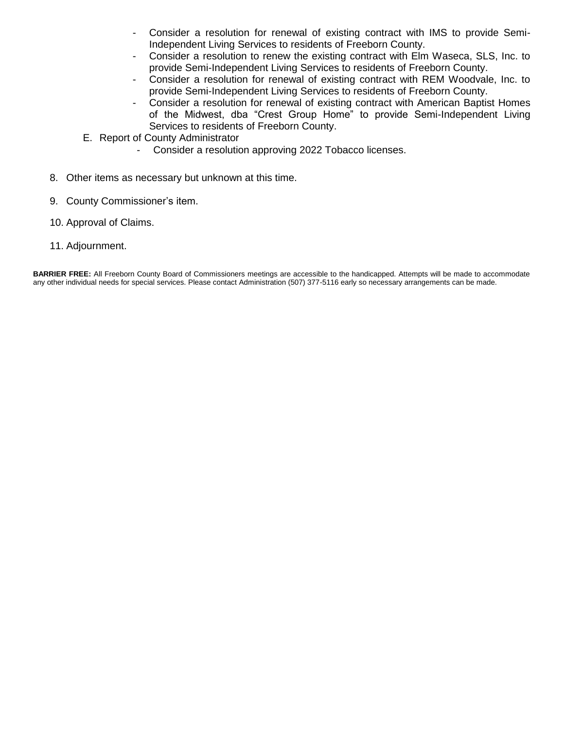- Consider a resolution for renewal of existing contract with IMS to provide Semi-Independent Living Services to residents of Freeborn County.
- Consider a resolution to renew the existing contract with Elm Waseca, SLS, Inc. to provide Semi-Independent Living Services to residents of Freeborn County.
- Consider a resolution for renewal of existing contract with REM Woodvale, Inc. to provide Semi-Independent Living Services to residents of Freeborn County.
- Consider a resolution for renewal of existing contract with American Baptist Homes of the Midwest, dba "Crest Group Home" to provide Semi-Independent Living Services to residents of Freeborn County.

E. Report of County Administrator
- Consider a resolution approving 2022 Tobacco licenses.

8. Other items as necessary but unknown at this time.

9. County Commissioner's item.

10. Approval of Claims.

11. Adjournment.

**BARRIER FREE:** All Freeborn County Board of Commissioners meetings are accessible to the handicapped. Attempts will be made to accommodate any other individual needs for special services. Please contact Administration (507) 377-5116 early so necessary arrangements can be made.